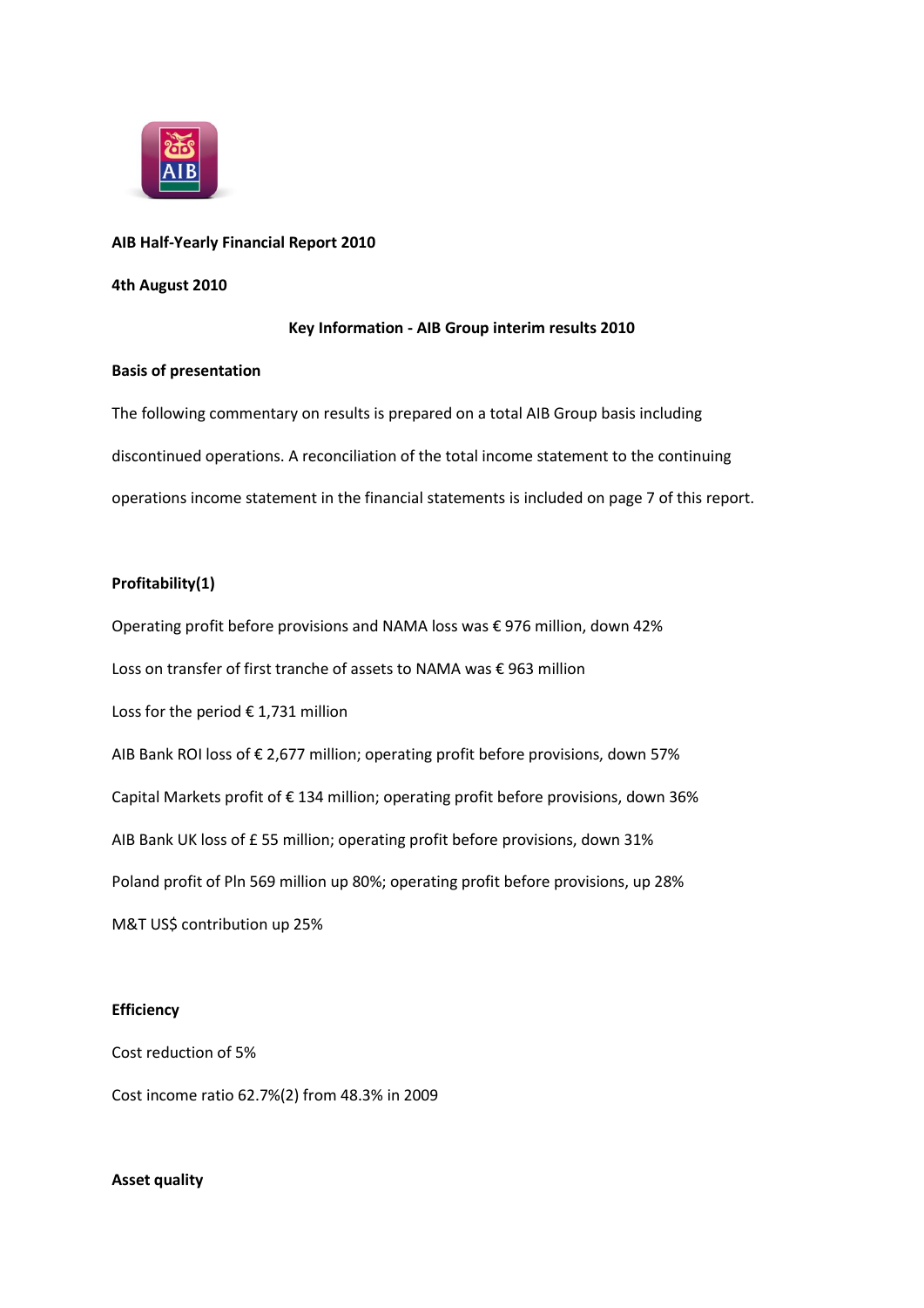**AIB Half-Yearly Financial Report 2010**

**4th August 2010**

**Key Information - AIB Group interim results 2010**

**Basis of presentation**

The following commentary on results is prepared on a total AIB Group basis including discontinued operations. A reconciliation of the total income statement to the continuing operations income statement in the financial statements is included on page 7 of this report.

**Profitability(1)**

Operating profit before provisions and NAMA loss was € 976 million, down 42%

Loss on transfer of first tranche of assets to NAMA was € 963 million

Loss for the period € 1,731 million

AIB Bank ROI loss of € 2,677 million; operating profit before provisions, down 57%

Capital Markets profit of € 134 million; operating profit before provisions, down 36%

AIB Bank UK loss of £ 55 million; operating profit before provisions, down 31%

Poland profit of Pln 569 million up 80%; operating profit before provisions, up 28%

M&T US$ contribution up 25%

**Efficiency**

Cost reduction of 5%

Cost income ratio 62.7%(2) from 48.3% in 2009

**Asset quality**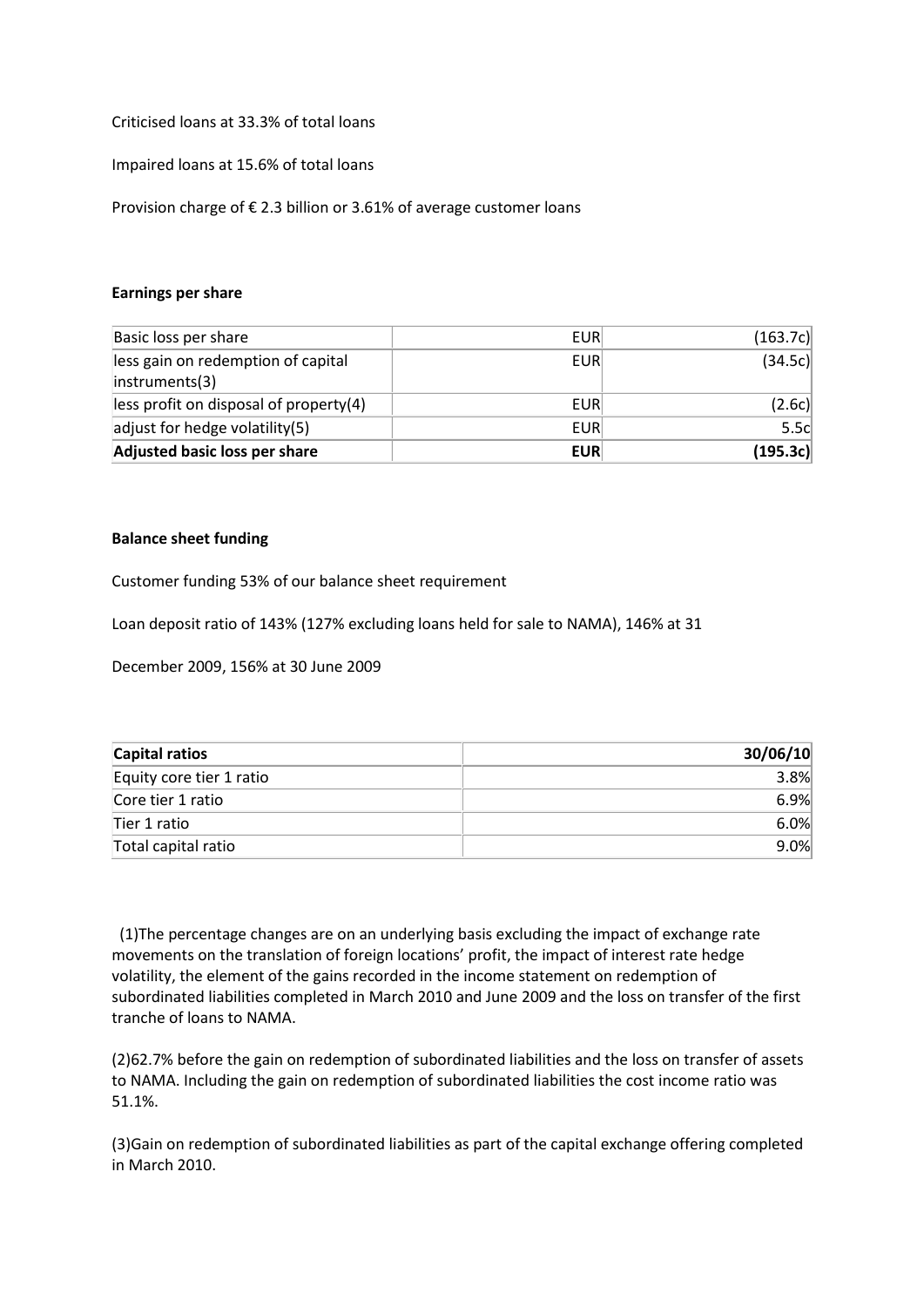Criticised loans at 33.3% of total loans

Impaired loans at 15.6% of total loans

Provision charge of € 2.3 billion or 3.61% of average customer loans

**Earnings per share**

| | | |
|---|---|---|
| Basic loss per share | EUR | (163.7c) |
| less gain on redemption of capital instruments(3) | EUR | (34.5c) |
| less profit on disposal of property(4) | EUR | (2.6c) |
| adjust for hedge volatility(5) | EUR | 5.5c |
| **Adjusted basic loss per share** | **EUR** | **(195.3c)** |

**Balance sheet funding**

Customer funding 53% of our balance sheet requirement

Loan deposit ratio of 143% (127% excluding loans held for sale to NAMA), 146% at 31

December 2009, 156% at 30 June 2009

| **Capital ratios** | **30/06/10** |
|---|---|
| Equity core tier 1 ratio | 3.8% |
| Core tier 1 ratio | 6.9% |
| Tier 1 ratio | 6.0% |
| Total capital ratio | 9.0% |

(1)The percentage changes are on an underlying basis excluding the impact of exchange rate movements on the translation of foreign locations' profit, the impact of interest rate hedge volatility, the element of the gains recorded in the income statement on redemption of subordinated liabilities completed in March 2010 and June 2009 and the loss on transfer of the first tranche of loans to NAMA.

(2)62.7% before the gain on redemption of subordinated liabilities and the loss on transfer of assets to NAMA. Including the gain on redemption of subordinated liabilities the cost income ratio was 51.1%.

(3)Gain on redemption of subordinated liabilities as part of the capital exchange offering completed in March 2010.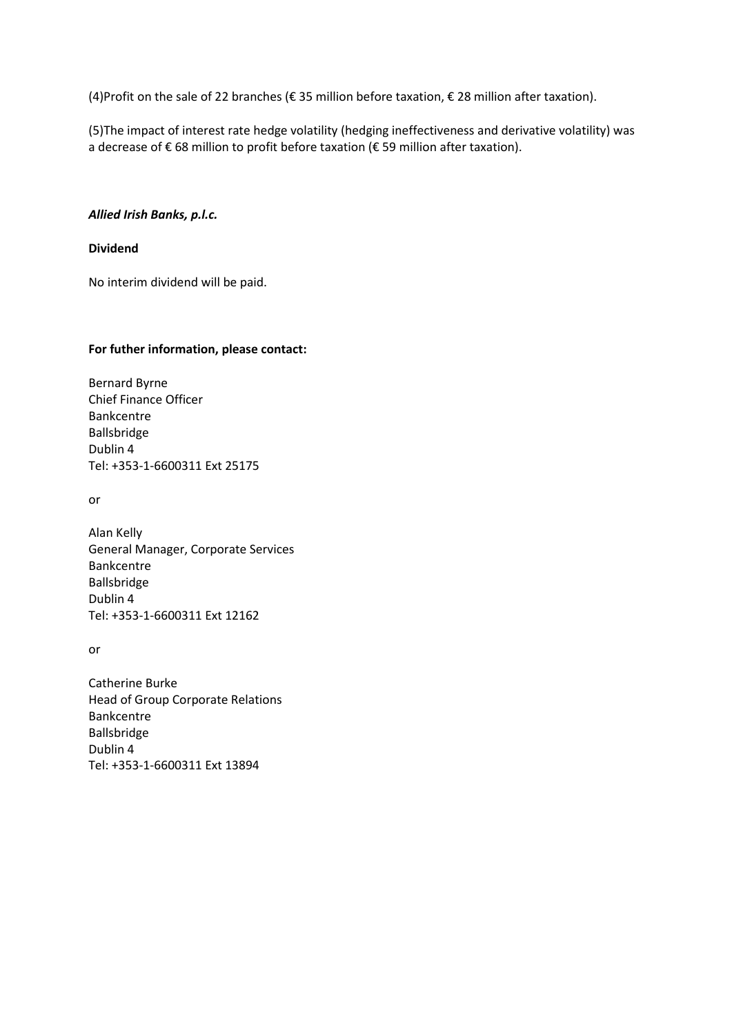(4)Profit on the sale of 22 branches (€ 35 million before taxation, € 28 million after taxation).

(5)The impact of interest rate hedge volatility (hedging ineffectiveness and derivative volatility) was a decrease of € 68 million to profit before taxation (€ 59 million after taxation).

***Allied Irish Banks, p.l.c.***

**Dividend**

No interim dividend will be paid.

**For futher information, please contact:**

Bernard Byrne
Chief Finance Officer
Bankcentre
Ballsbridge
Dublin 4
Tel: +353-1-6600311 Ext 25175

or

Alan Kelly
General Manager, Corporate Services
Bankcentre
Ballsbridge
Dublin 4
Tel: +353-1-6600311 Ext 12162

or

Catherine Burke
Head of Group Corporate Relations
Bankcentre
Ballsbridge
Dublin 4
Tel: +353-1-6600311 Ext 13894